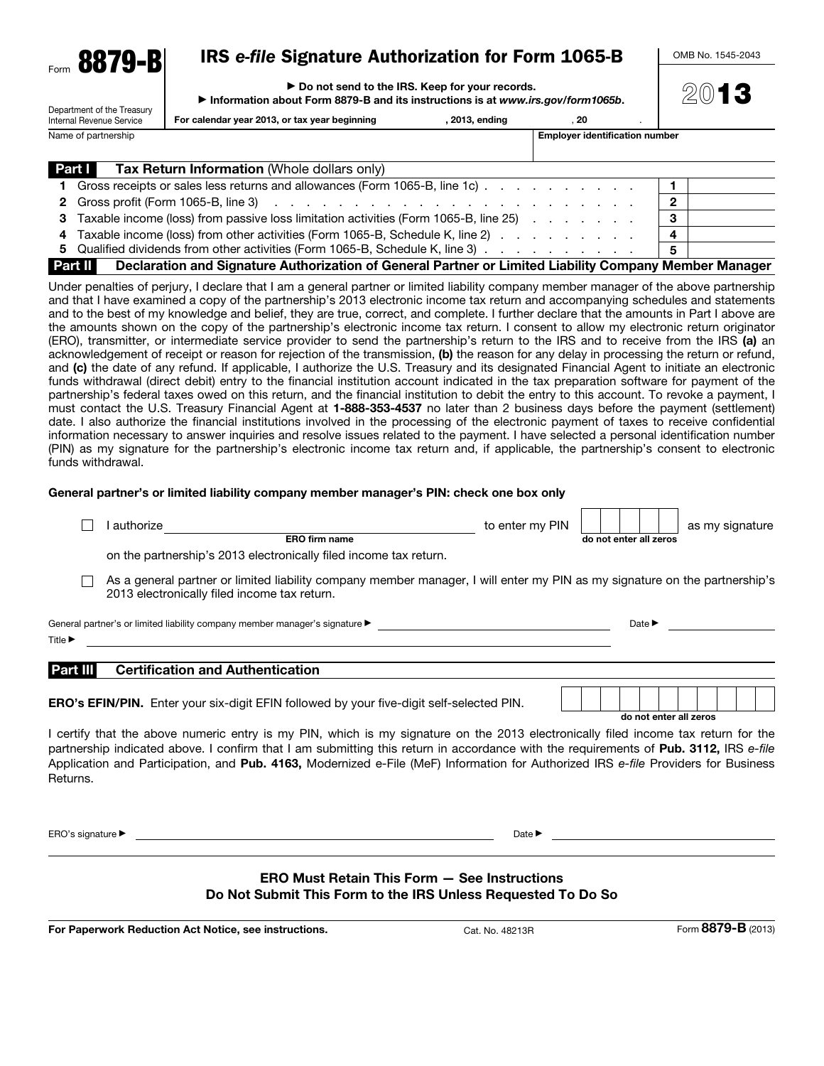Form **8879-B**

# IRS *e-file* Signature Authorization for Form 1065-B

OMB No. 1545-2043

**2013**

Department of the Treasury
Internal Revenue Service

▶ **Do not send to the IRS. Keep for your records.**

▶ **Information about Form 8879-B and its instructions is at *www.irs.gov/form1065b*.**

For calendar year 2013, or tax year beginning , 2013, ending , 20 .

| Name of partnership | Employer identification number |
| --- | --- |
| | |

## Part I — Tax Return Information (Whole dollars only)

| | | | |
| --- | --- | --- | --- |
| **1** | Gross receipts or sales less returns and allowances (Form 1065-B, line 1c) | **1** | |
| **2** | Gross profit (Form 1065-B, line 3) | **2** | |
| **3** | Taxable income (loss) from passive loss limitation activities (Form 1065-B, line 25) | **3** | |
| **4** | Taxable income (loss) from other activities (Form 1065-B, Schedule K, line 2) | **4** | |
| **5** | Qualified dividends from other activities (Form 1065-B, Schedule K, line 3) | **5** | |

## Part II — Declaration and Signature Authorization of General Partner or Limited Liability Company Member Manager

Under penalties of perjury, I declare that I am a general partner or limited liability company member manager of the above partnership and that I have examined a copy of the partnership's 2013 electronic income tax return and accompanying schedules and statements and to the best of my knowledge and belief, they are true, correct, and complete. I further declare that the amounts in Part I above are the amounts shown on the copy of the partnership's electronic income tax return. I consent to allow my electronic return originator (ERO), transmitter, or intermediate service provider to send the partnership's return to the IRS and to receive from the IRS **(a)** an acknowledgement of receipt or reason for rejection of the transmission, **(b)** the reason for any delay in processing the return or refund, and **(c)** the date of any refund. If applicable, I authorize the U.S. Treasury and its designated Financial Agent to initiate an electronic funds withdrawal (direct debit) entry to the financial institution account indicated in the tax preparation software for payment of the partnership's federal taxes owed on this return, and the financial institution to debit the entry to this account. To revoke a payment, I must contact the U.S. Treasury Financial Agent at **1-888-353-4537** no later than 2 business days before the payment (settlement) date. I also authorize the financial institutions involved in the processing of the electronic payment of taxes to receive confidential information necessary to answer inquiries and resolve issues related to the payment. I have selected a personal identification number (PIN) as my signature for the partnership's electronic income tax return and, if applicable, the partnership's consent to electronic funds withdrawal.

**General partner's or limited liability company member manager's PIN: check one box only**

☐ I authorize ______________________ (ERO firm name) to enter my PIN ☐☐☐☐☐ (do not enter all zeros) as my signature on the partnership's 2013 electronically filed income tax return.

☐ As a general partner or limited liability company member manager, I will enter my PIN as my signature on the partnership's 2013 electronically filed income tax return.

General partner's or limited liability company member manager's signature ▶ ______________________ Date ▶ ____________

Title ▶ ______________________

## Part III — Certification and Authentication

**ERO's EFIN/PIN.** Enter your six-digit EFIN followed by your five-digit self-selected PIN. ☐☐☐☐☐☐☐☐☐☐☐ (do not enter all zeros)

I certify that the above numeric entry is my PIN, which is my signature on the 2013 electronically filed income tax return for the partnership indicated above. I confirm that I am submitting this return in accordance with the requirements of **Pub. 3112,** IRS *e-file* Application and Participation, and **Pub. 4163,** Modernized e-File (MeF) Information for Authorized IRS *e-file* Providers for Business Returns.

ERO's signature ▶ ______________________ Date ▶ ____________

**ERO Must Retain This Form — See Instructions**
**Do Not Submit This Form to the IRS Unless Requested To Do So**

**For Paperwork Reduction Act Notice, see instructions.** Cat. No. 48213R Form **8879-B** (2013)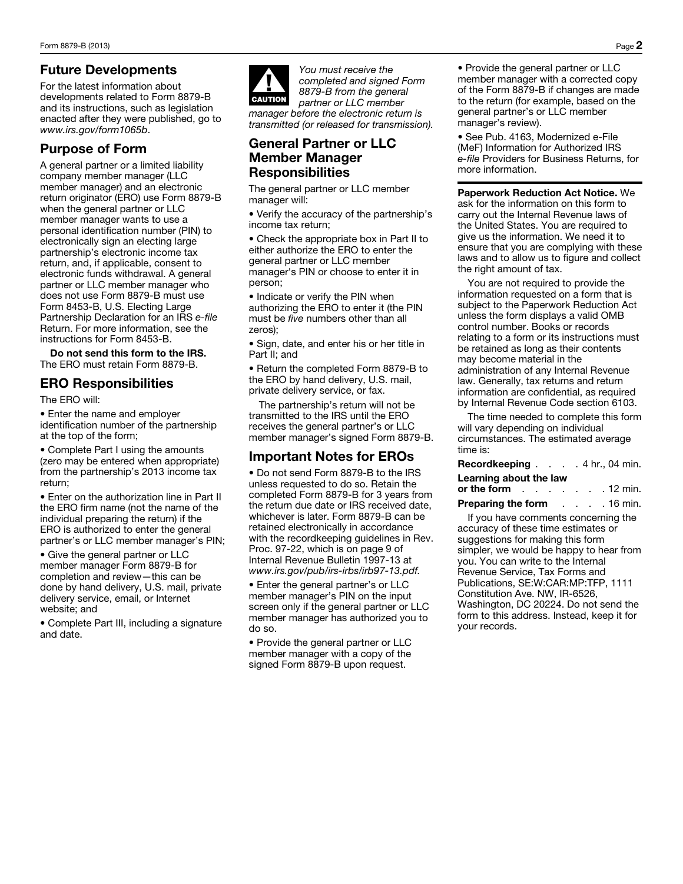## Future Developments

For the latest information about developments related to Form 8879-B and its instructions, such as legislation enacted after they were published, go to *www.irs.gov/form1065b*.

## Purpose of Form

A general partner or a limited liability company member manager (LLC member manager) and an electronic return originator (ERO) use Form 8879-B when the general partner or LLC member manager wants to use a personal identification number (PIN) to electronically sign an electing large partnership's electronic income tax return, and, if applicable, consent to electronic funds withdrawal. A general partner or LLC member manager who does not use Form 8879-B must use Form 8453-B, U.S. Electing Large Partnership Declaration for an IRS *e-file* Return. For more information, see the instructions for Form 8453-B.

**Do not send this form to the IRS.** The ERO must retain Form 8879-B.

## ERO Responsibilities

The ERO will:

- Enter the name and employer identification number of the partnership at the top of the form;
- Complete Part I using the amounts (zero may be entered when appropriate) from the partnership's 2013 income tax return;
- Enter on the authorization line in Part II the ERO firm name (not the name of the individual preparing the return) if the ERO is authorized to enter the general partner's or LLC member manager's PIN;
- Give the general partner or LLC member manager Form 8879-B for completion and review—this can be done by hand delivery, U.S. mail, private delivery service, email, or Internet website; and
- Complete Part III, including a signature and date.

**CAUTION** *You must receive the completed and signed Form 8879-B from the general partner or LLC member manager before the electronic return is transmitted (or released for transmission).*

## General Partner or LLC Member Manager Responsibilities

The general partner or LLC member manager will:

- Verify the accuracy of the partnership's income tax return;
- Check the appropriate box in Part II to either authorize the ERO to enter the general partner or LLC member manager's PIN or choose to enter it in person;
- Indicate or verify the PIN when authorizing the ERO to enter it (the PIN must be *five* numbers other than all zeros);
- Sign, date, and enter his or her title in Part II; and
- Return the completed Form 8879-B to the ERO by hand delivery, U.S. mail, private delivery service, or fax.

The partnership's return will not be transmitted to the IRS until the ERO receives the general partner's or LLC member manager's signed Form 8879-B.

## Important Notes for EROs

- Do not send Form 8879-B to the IRS unless requested to do so. Retain the completed Form 8879-B for 3 years from the return due date or IRS received date, whichever is later. Form 8879-B can be retained electronically in accordance with the recordkeeping guidelines in Rev. Proc. 97-22, which is on page 9 of Internal Revenue Bulletin 1997-13 at *www.irs.gov/pub/irs-irbs/irb97-13.pdf.*
- Enter the general partner's or LLC member manager's PIN on the input screen only if the general partner or LLC member manager has authorized you to do so.
- Provide the general partner or LLC member manager with a copy of the signed Form 8879-B upon request.
- Provide the general partner or LLC member manager with a corrected copy of the Form 8879-B if changes are made to the return (for example, based on the general partner's or LLC member manager's review).
- See Pub. 4163, Modernized e-File (MeF) Information for Authorized IRS *e-file* Providers for Business Returns, for more information.

**Paperwork Reduction Act Notice.** We ask for the information on this form to carry out the Internal Revenue laws of the United States. You are required to give us the information. We need it to ensure that you are complying with these laws and to allow us to figure and collect the right amount of tax.

You are not required to provide the information requested on a form that is subject to the Paperwork Reduction Act unless the form displays a valid OMB control number. Books or records relating to a form or its instructions must be retained as long as their contents may become material in the administration of any Internal Revenue law. Generally, tax returns and return information are confidential, as required by Internal Revenue Code section 6103.

The time needed to complete this form will vary depending on individual circumstances. The estimated average time is:

**Recordkeeping** . . . . 4 hr., 04 min.
**Learning about the law or the form** . . . . . . . . 12 min.
**Preparing the form** . . . . 16 min.

If you have comments concerning the accuracy of these time estimates or suggestions for making this form simpler, we would be happy to hear from you. You can write to the Internal Revenue Service, Tax Forms and Publications, SE:W:CAR:MP:TFP, 1111 Constitution Ave. NW, IR-6526, Washington, DC 20224. Do not send the form to this address. Instead, keep it for your records.